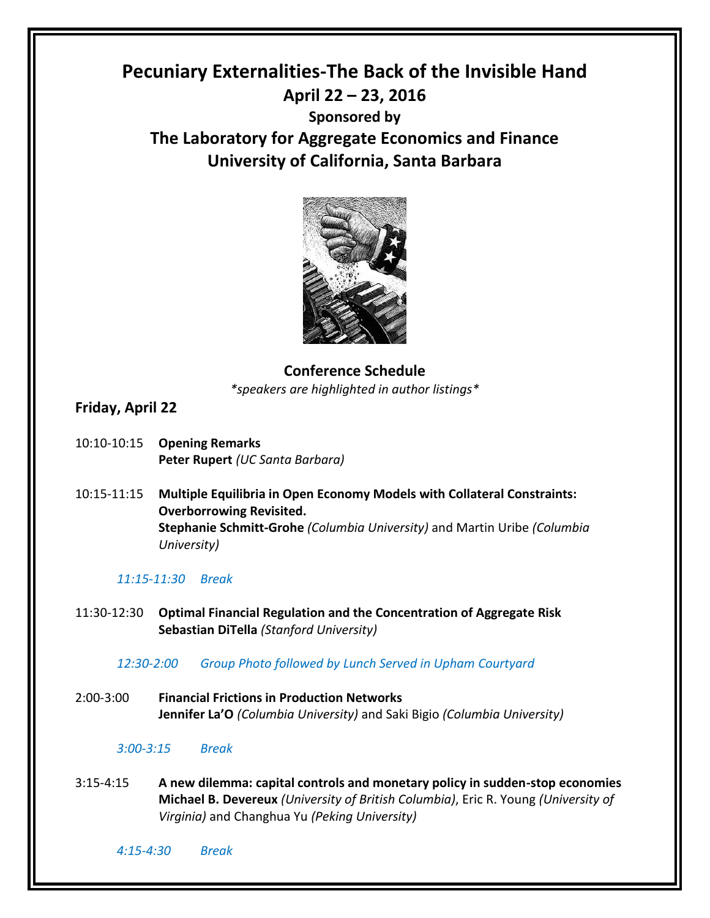# Pecuniary Externalities-The Back of the Invisible Hand

## April 22 – 23, 2016

### Sponsored by

## The Laboratory for Aggregate Economics and Finance
## University of California, Santa Barbara

### Conference Schedule

*\*speakers are highlighted in author listings\**

### Friday, April 22

10:10-10:15 **Opening Remarks**
**Peter Rupert** *(UC Santa Barbara)*

10:15-11:15 **Multiple Equilibria in Open Economy Models with Collateral Constraints: Overborrowing Revisited.**
**Stephanie Schmitt-Grohe** *(Columbia University)* and Martin Uribe *(Columbia University)*

*11:15-11:30 Break*

11:30-12:30 **Optimal Financial Regulation and the Concentration of Aggregate Risk**
**Sebastian DiTella** *(Stanford University)*

*12:30-2:00 Group Photo followed by Lunch Served in Upham Courtyard*

2:00-3:00 **Financial Frictions in Production Networks**
**Jennifer La'O** *(Columbia University)* and Saki Bigio *(Columbia University)*

*3:00-3:15 Break*

3:15-4:15 **A new dilemma: capital controls and monetary policy in sudden-stop economies**
**Michael B. Devereux** *(University of British Columbia)*, Eric R. Young *(University of Virginia)* and Changhua Yu *(Peking University)*

*4:15-4:30 Break*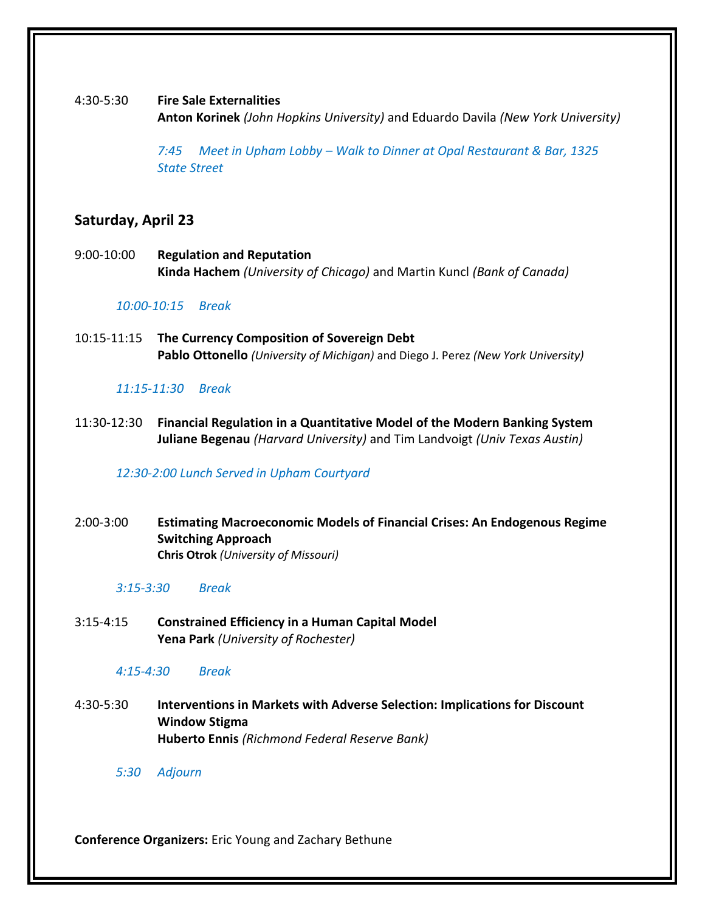4:30-5:30 **Fire Sale Externalities**
**Anton Korinek** *(John Hopkins University)* and Eduardo Davila *(New York University)*

*7:45 Meet in Upham Lobby – Walk to Dinner at Opal Restaurant & Bar, 1325 State Street*

## Saturday, April 23

9:00-10:00 **Regulation and Reputation**
**Kinda Hachem** *(University of Chicago)* and Martin Kuncl *(Bank of Canada)*

*10:00-10:15 Break*

10:15-11:15 **The Currency Composition of Sovereign Debt**
**Pablo Ottonello** *(University of Michigan)* and Diego J. Perez *(New York University)*

*11:15-11:30 Break*

11:30-12:30 **Financial Regulation in a Quantitative Model of the Modern Banking System**
**Juliane Begenau** *(Harvard University)* and Tim Landvoigt *(Univ Texas Austin)*

*12:30-2:00 Lunch Served in Upham Courtyard*

2:00-3:00 **Estimating Macroeconomic Models of Financial Crises: An Endogenous Regime Switching Approach**
**Chris Otrok** *(University of Missouri)*

*3:15-3:30 Break*

3:15-4:15 **Constrained Efficiency in a Human Capital Model**
**Yena Park** *(University of Rochester)*

*4:15-4:30 Break*

4:30-5:30 **Interventions in Markets with Adverse Selection: Implications for Discount Window Stigma**
**Huberto Ennis** *(Richmond Federal Reserve Bank)*

*5:30 Adjourn*

**Conference Organizers:** Eric Young and Zachary Bethune